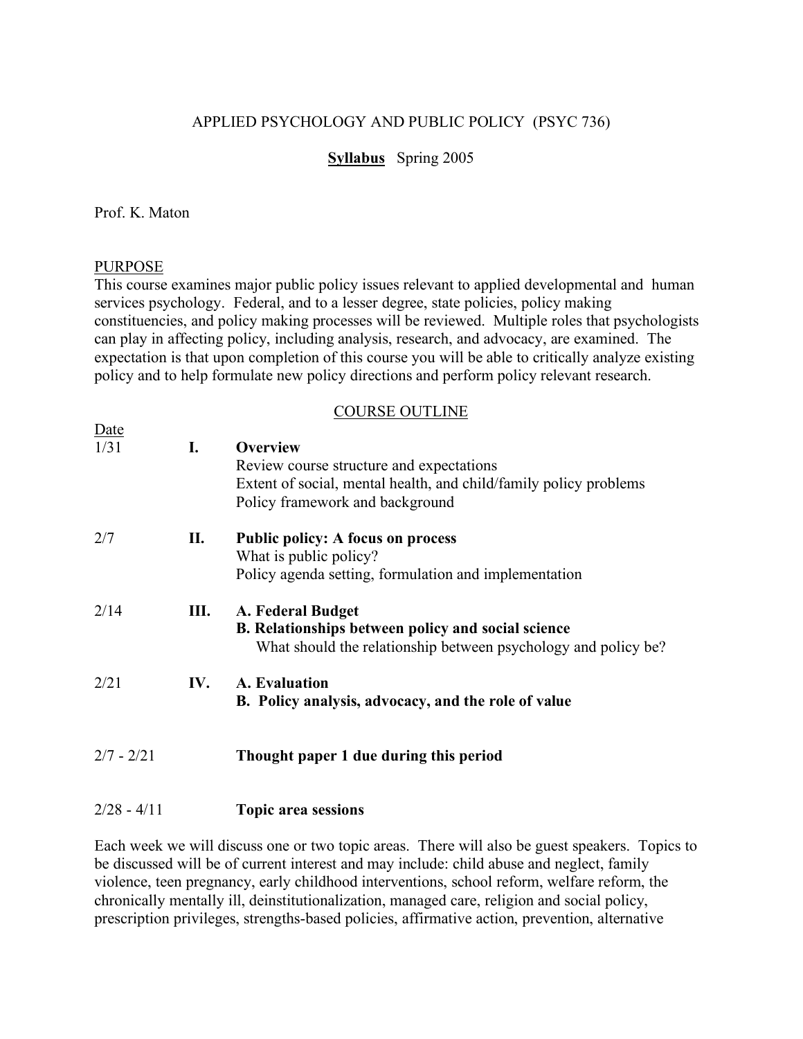# APPLIED PSYCHOLOGY AND PUBLIC POLICY (PSYC 736)

**Syllabus** Spring 2005

Prof. K. Maton

## PURPOSE

This course examines major public policy issues relevant to applied developmental and human services psychology. Federal, and to a lesser degree, state policies, policy making constituencies, and policy making processes will be reviewed. Multiple roles that psychologists can play in affecting policy, including analysis, research, and advocacy, are examined. The expectation is that upon completion of this course you will be able to critically analyze existing policy and to help formulate new policy directions and perform policy relevant research.

## COURSE OUTLINE

| Date | | |
|---|---|---|
| 1/31 | **I.** | **Overview**<br>Review course structure and expectations<br>Extent of social, mental health, and child/family policy problems<br>Policy framework and background |
| 2/7 | **II.** | **Public policy: A focus on process**<br>What is public policy?<br>Policy agenda setting, formulation and implementation |
| 2/14 | **III.** | **A. Federal Budget**<br>**B. Relationships between policy and social science**<br>What should the relationship between psychology and policy be? |
| 2/21 | **IV.** | **A. Evaluation**<br>**B. Policy analysis, advocacy, and the role of value** |
| 2/7 - 2/21 | | **Thought paper 1 due during this period** |
| 2/28 - 4/11 | | **Topic area sessions** |

Each week we will discuss one or two topic areas. There will also be guest speakers. Topics to be discussed will be of current interest and may include: child abuse and neglect, family violence, teen pregnancy, early childhood interventions, school reform, welfare reform, the chronically mentally ill, deinstitutionalization, managed care, religion and social policy, prescription privileges, strengths-based policies, affirmative action, prevention, alternative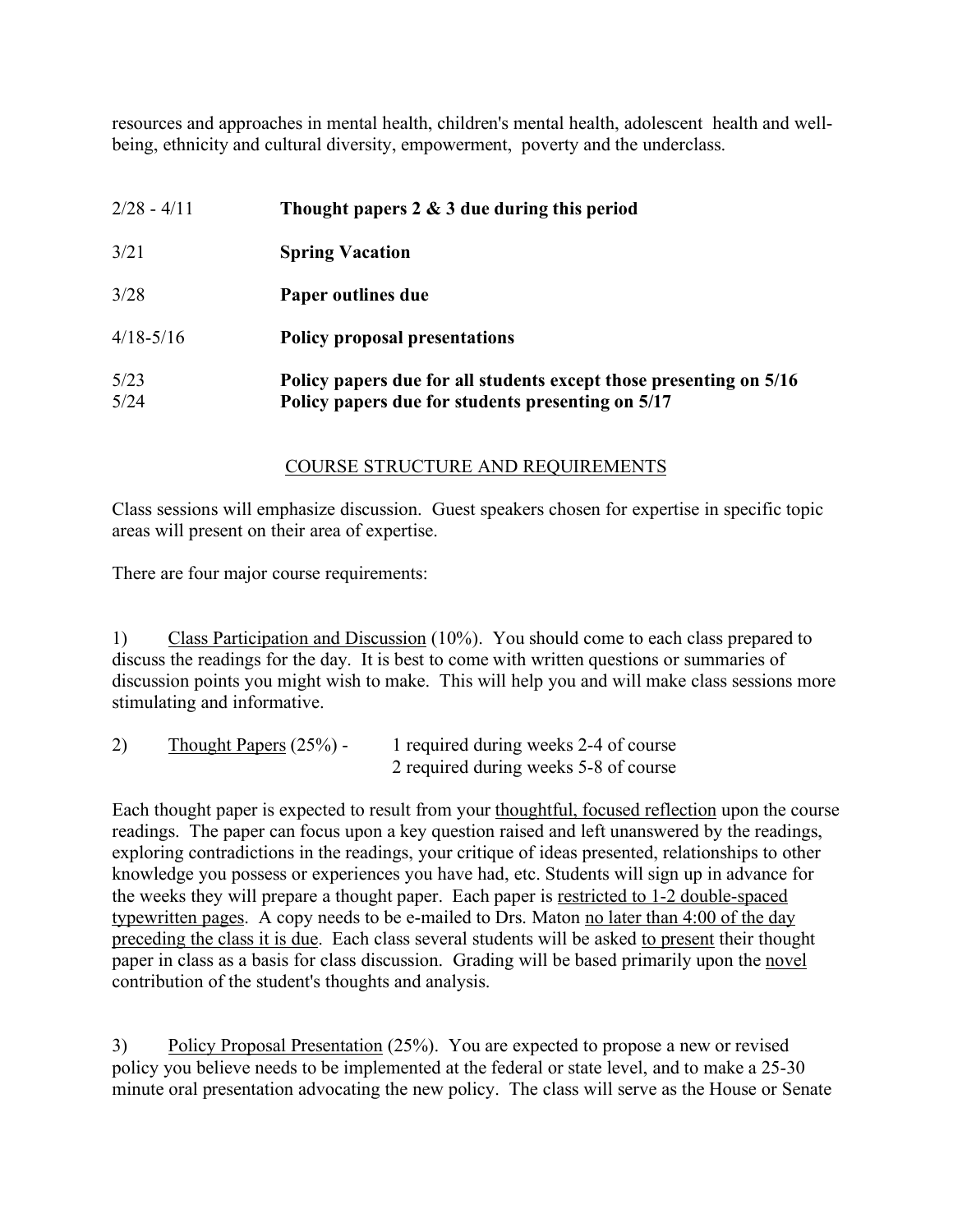resources and approaches in mental health, children's mental health, adolescent health and well-being, ethnicity and cultural diversity, empowerment, poverty and the underclass.

| | |
|---|---|
| 2/28 - 4/11 | **Thought papers 2 & 3 due during this period** |
| 3/21 | **Spring Vacation** |
| 3/28 | **Paper outlines due** |
| 4/18-5/16 | **Policy proposal presentations** |
| 5/23 | **Policy papers due for all students except those presenting on 5/16** |
| 5/24 | **Policy papers due for students presenting on 5/17** |

## COURSE STRUCTURE AND REQUIREMENTS

Class sessions will emphasize discussion. Guest speakers chosen for expertise in specific topic areas will present on their area of expertise.

There are four major course requirements:

1) Class Participation and Discussion (10%). You should come to each class prepared to discuss the readings for the day. It is best to come with written questions or summaries of discussion points you might wish to make. This will help you and will make class sessions more stimulating and informative.

2) Thought Papers (25%) - 1 required during weeks 2-4 of course
2 required during weeks 5-8 of course

Each thought paper is expected to result from your thoughtful, focused reflection upon the course readings. The paper can focus upon a key question raised and left unanswered by the readings, exploring contradictions in the readings, your critique of ideas presented, relationships to other knowledge you possess or experiences you have had, etc. Students will sign up in advance for the weeks they will prepare a thought paper. Each paper is restricted to 1-2 double-spaced typewritten pages. A copy needs to be e-mailed to Drs. Maton no later than 4:00 of the day preceding the class it is due. Each class several students will be asked to present their thought paper in class as a basis for class discussion. Grading will be based primarily upon the novel contribution of the student's thoughts and analysis.

3) Policy Proposal Presentation (25%). You are expected to propose a new or revised policy you believe needs to be implemented at the federal or state level, and to make a 25-30 minute oral presentation advocating the new policy. The class will serve as the House or Senate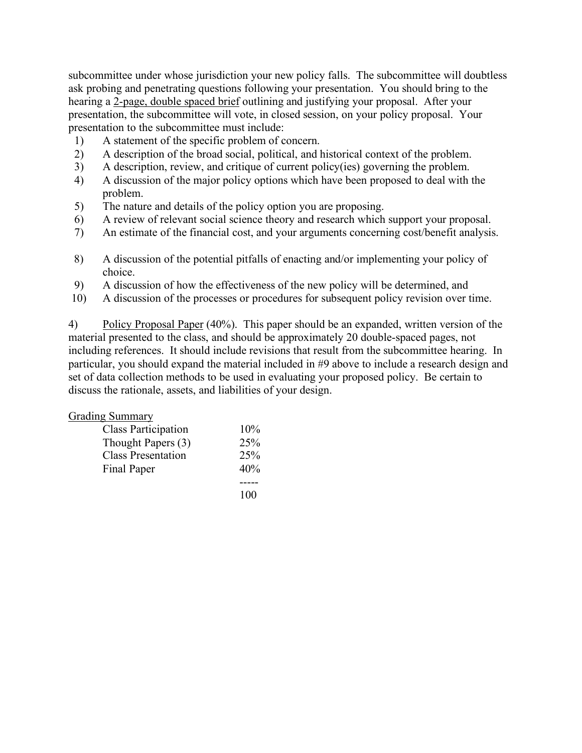subcommittee under whose jurisdiction your new policy falls. The subcommittee will doubtless ask probing and penetrating questions following your presentation. You should bring to the hearing a <u>2-page, double spaced brief</u> outlining and justifying your proposal. After your presentation, the subcommittee will vote, in closed session, on your policy proposal. Your presentation to the subcommittee must include:

1) A statement of the specific problem of concern.
2) A description of the broad social, political, and historical context of the problem.
3) A description, review, and critique of current policy(ies) governing the problem.
4) A discussion of the major policy options which have been proposed to deal with the problem.
5) The nature and details of the policy option you are proposing.
6) A review of relevant social science theory and research which support your proposal.
7) An estimate of the financial cost, and your arguments concerning cost/benefit analysis.
8) A discussion of the potential pitfalls of enacting and/or implementing your policy of choice.
9) A discussion of how the effectiveness of the new policy will be determined, and
10) A discussion of the processes or procedures for subsequent policy revision over time.

4) <u>Policy Proposal Paper</u> (40%). This paper should be an expanded, written version of the material presented to the class, and should be approximately 20 double-spaced pages, not including references. It should include revisions that result from the subcommittee hearing. In particular, you should expand the material included in #9 above to include a research design and set of data collection methods to be used in evaluating your proposed policy. Be certain to discuss the rationale, assets, and liabilities of your design.

<u>Grading Summary</u>

| | |
|---|---|
| Class Participation | 10% |
| Thought Papers (3) | 25% |
| Class Presentation | 25% |
| Final Paper | 40% |
| | ----- |
| | 100 |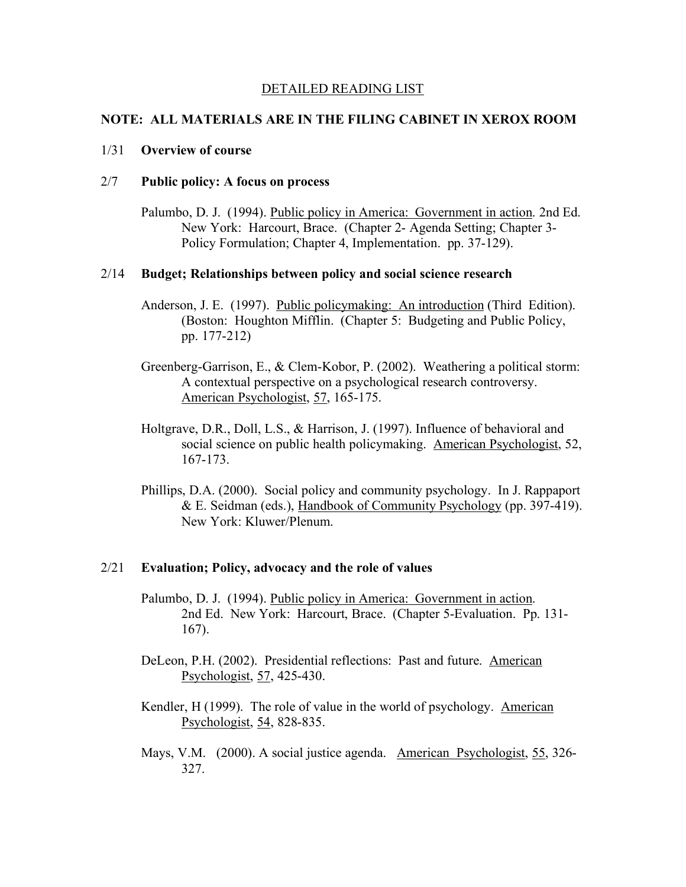## DETAILED READING LIST

**NOTE: ALL MATERIALS ARE IN THE FILING CABINET IN XEROX ROOM**

1/31 **Overview of course**

2/7 **Public policy: A focus on process**

Palumbo, D. J. (1994). Public policy in America: Government in action. 2nd Ed. New York: Harcourt, Brace. (Chapter 2- Agenda Setting; Chapter 3- Policy Formulation; Chapter 4, Implementation. pp. 37-129).

2/14 **Budget; Relationships between policy and social science research**

Anderson, J. E. (1997). Public policymaking: An introduction (Third Edition). (Boston: Houghton Mifflin. (Chapter 5: Budgeting and Public Policy, pp. 177-212)

Greenberg-Garrison, E., & Clem-Kobor, P. (2002). Weathering a political storm: A contextual perspective on a psychological research controversy. American Psychologist, 57, 165-175.

Holtgrave, D.R., Doll, L.S., & Harrison, J. (1997). Influence of behavioral and social science on public health policymaking. American Psychologist, 52, 167-173.

Phillips, D.A. (2000). Social policy and community psychology. In J. Rappaport & E. Seidman (eds.), Handbook of Community Psychology (pp. 397-419). New York: Kluwer/Plenum.

2/21 **Evaluation; Policy, advocacy and the role of values**

Palumbo, D. J. (1994). Public policy in America: Government in action. 2nd Ed. New York: Harcourt, Brace. (Chapter 5-Evaluation. Pp. 131-167).

DeLeon, P.H. (2002). Presidential reflections: Past and future. American Psychologist, 57, 425-430.

Kendler, H (1999). The role of value in the world of psychology. American Psychologist, 54, 828-835.

Mays, V.M. (2000). A social justice agenda. American Psychologist, 55, 326-327.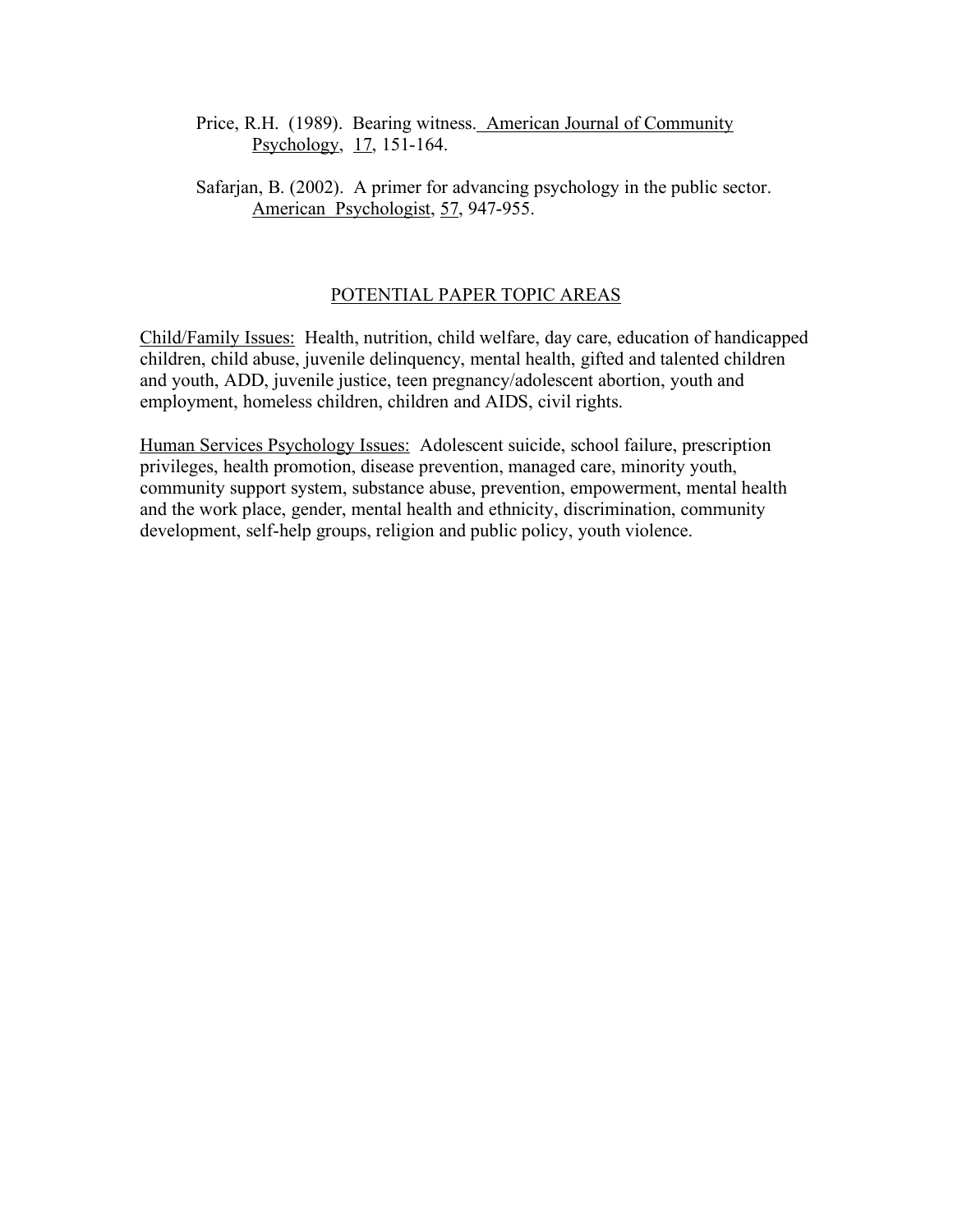Price, R.H. (1989). Bearing witness. American Journal of Community Psychology, 17, 151-164.

Safarjan, B. (2002). A primer for advancing psychology in the public sector. American Psychologist, 57, 947-955.

## POTENTIAL PAPER TOPIC AREAS

Child/Family Issues: Health, nutrition, child welfare, day care, education of handicapped children, child abuse, juvenile delinquency, mental health, gifted and talented children and youth, ADD, juvenile justice, teen pregnancy/adolescent abortion, youth and employment, homeless children, children and AIDS, civil rights.

Human Services Psychology Issues: Adolescent suicide, school failure, prescription privileges, health promotion, disease prevention, managed care, minority youth, community support system, substance abuse, prevention, empowerment, mental health and the work place, gender, mental health and ethnicity, discrimination, community development, self-help groups, religion and public policy, youth violence.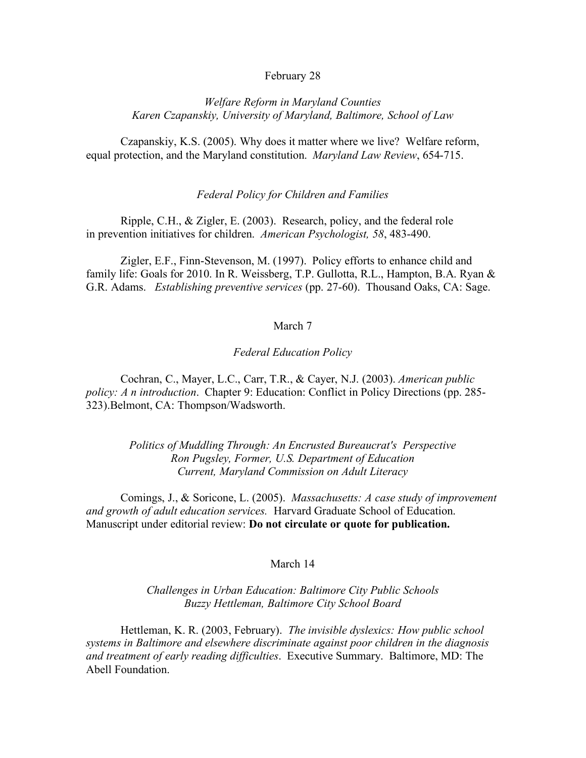February 28

*Welfare Reform in Maryland Counties*
*Karen Czapanskiy, University of Maryland, Baltimore, School of Law*

Czapanskiy, K.S. (2005). Why does it matter where we live? Welfare reform, equal protection, and the Maryland constitution. *Maryland Law Review*, 654-715.

*Federal Policy for Children and Families*

Ripple, C.H., & Zigler, E. (2003). Research, policy, and the federal role in prevention initiatives for children. *American Psychologist, 58*, 483-490.

Zigler, E.F., Finn-Stevenson, M. (1997). Policy efforts to enhance child and family life: Goals for 2010. In R. Weissberg, T.P. Gullotta, R.L., Hampton, B.A. Ryan & G.R. Adams. *Establishing preventive services* (pp. 27-60). Thousand Oaks, CA: Sage.

March 7

*Federal Education Policy*

Cochran, C., Mayer, L.C., Carr, T.R., & Cayer, N.J. (2003). *American public policy: A n introduction*. Chapter 9: Education: Conflict in Policy Directions (pp. 285-323).Belmont, CA: Thompson/Wadsworth.

*Politics of Muddling Through: An Encrusted Bureaucrat's Perspective*
*Ron Pugsley, Former, U.S. Department of Education*
*Current, Maryland Commission on Adult Literacy*

Comings, J., & Soricone, L. (2005). *Massachusetts: A case study of improvement and growth of adult education services.* Harvard Graduate School of Education. Manuscript under editorial review: **Do not circulate or quote for publication.**

March 14

*Challenges in Urban Education: Baltimore City Public Schools*
*Buzzy Hettleman, Baltimore City School Board*

Hettleman, K. R. (2003, February). *The invisible dyslexics: How public school systems in Baltimore and elsewhere discriminate against poor children in the diagnosis and treatment of early reading difficulties*. Executive Summary. Baltimore, MD: The Abell Foundation.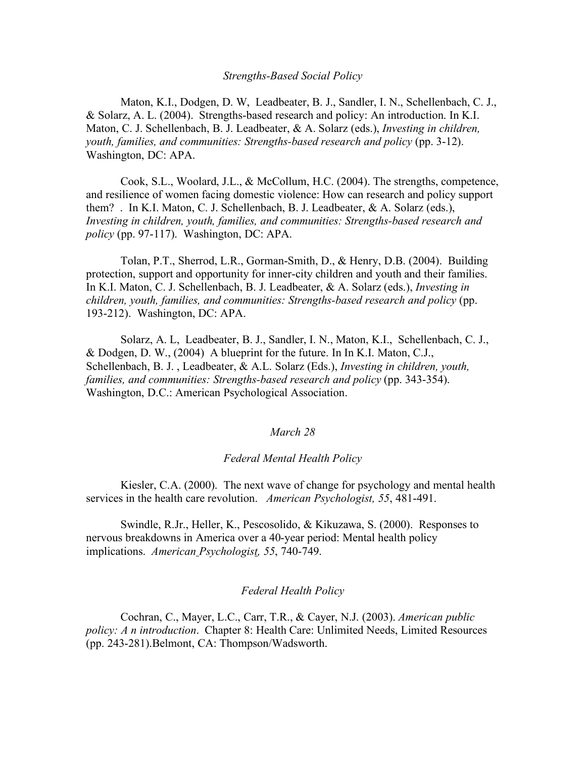*Strengths-Based Social Policy*

Maton, K.I., Dodgen, D. W, Leadbeater, B. J., Sandler, I. N., Schellenbach, C. J., & Solarz, A. L. (2004). Strengths-based research and policy: An introduction. In K.I. Maton, C. J. Schellenbach, B. J. Leadbeater, & A. Solarz (eds.), *Investing in children, youth, families, and communities: Strengths-based research and policy* (pp. 3-12). Washington, DC: APA.

Cook, S.L., Woolard, J.L., & McCollum, H.C. (2004). The strengths, competence, and resilience of women facing domestic violence: How can research and policy support them? . In K.I. Maton, C. J. Schellenbach, B. J. Leadbeater, & A. Solarz (eds.), *Investing in children, youth, families, and communities: Strengths-based research and policy* (pp. 97-117). Washington, DC: APA.

Tolan, P.T., Sherrod, L.R., Gorman-Smith, D., & Henry, D.B. (2004). Building protection, support and opportunity for inner-city children and youth and their families. In K.I. Maton, C. J. Schellenbach, B. J. Leadbeater, & A. Solarz (eds.), *Investing in children, youth, families, and communities: Strengths-based research and policy* (pp. 193-212). Washington, DC: APA.

Solarz, A. L, Leadbeater, B. J., Sandler, I. N., Maton, K.I., Schellenbach, C. J., & Dodgen, D. W., (2004) A blueprint for the future. In In K.I. Maton, C.J., Schellenbach, B. J. , Leadbeater, & A.L. Solarz (Eds.), *Investing in children, youth, families, and communities: Strengths-based research and policy* (pp. 343-354). Washington, D.C.: American Psychological Association.

*March 28*

*Federal Mental Health Policy*

Kiesler, C.A. (2000). The next wave of change for psychology and mental health services in the health care revolution. *American Psychologist, 55*, 481-491.

Swindle, R.Jr., Heller, K., Pescosolido, & Kikuzawa, S. (2000). Responses to nervous breakdowns in America over a 40-year period: Mental health policy implications. *American Psychologist, 55*, 740-749.

*Federal Health Policy*

Cochran, C., Mayer, L.C., Carr, T.R., & Cayer, N.J. (2003). *American public policy: A n introduction*. Chapter 8: Health Care: Unlimited Needs, Limited Resources (pp. 243-281).Belmont, CA: Thompson/Wadsworth.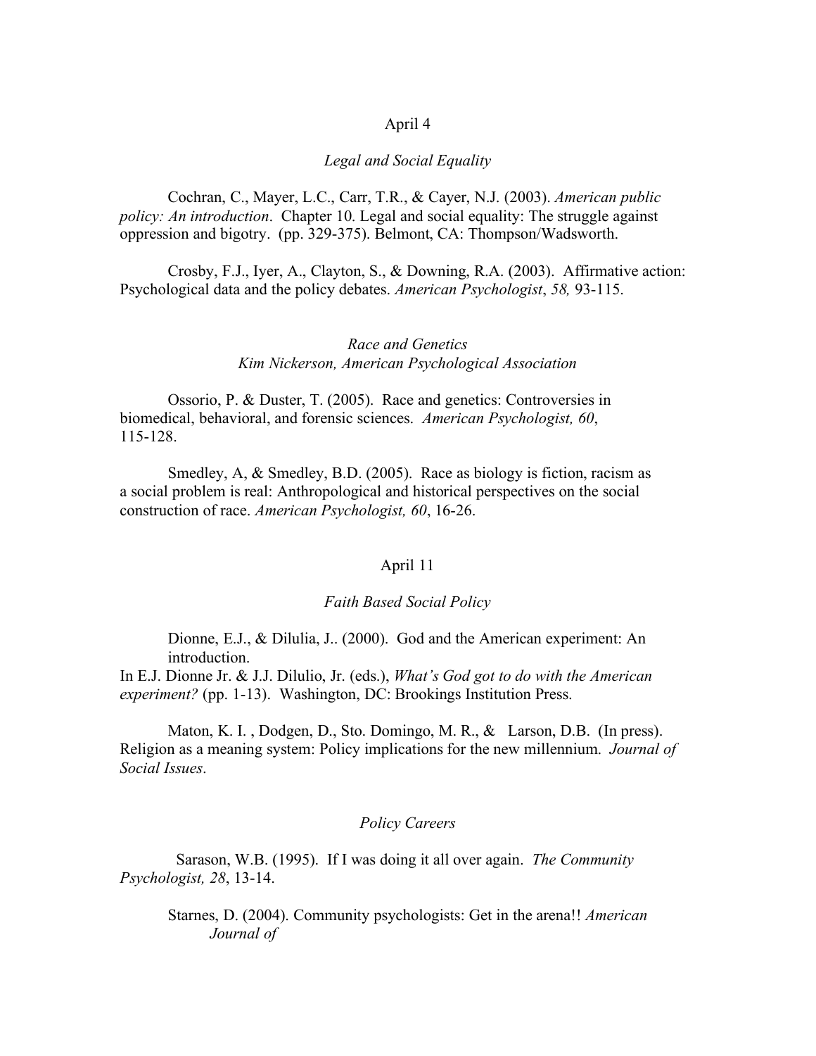April 4

*Legal and Social Equality*

Cochran, C., Mayer, L.C., Carr, T.R., & Cayer, N.J. (2003). *American public policy: An introduction*. Chapter 10. Legal and social equality: The struggle against oppression and bigotry. (pp. 329-375). Belmont, CA: Thompson/Wadsworth.

Crosby, F.J., Iyer, A., Clayton, S., & Downing, R.A. (2003). Affirmative action: Psychological data and the policy debates. *American Psychologist*, *58,* 93-115.

*Race and Genetics*
*Kim Nickerson, American Psychological Association*

Ossorio, P. & Duster, T. (2005). Race and genetics: Controversies in biomedical, behavioral, and forensic sciences. *American Psychologist, 60*, 115-128.

Smedley, A, & Smedley, B.D. (2005). Race as biology is fiction, racism as a social problem is real: Anthropological and historical perspectives on the social construction of race. *American Psychologist, 60*, 16-26.

April 11

*Faith Based Social Policy*

Dionne, E.J., & Dilulia, J.. (2000). God and the American experiment: An introduction.
In E.J. Dionne Jr. & J.J. Dilulio, Jr. (eds.), *What's God got to do with the American experiment?* (pp. 1-13). Washington, DC: Brookings Institution Press.

Maton, K. I. , Dodgen, D., Sto. Domingo, M. R., & Larson, D.B. (In press). Religion as a meaning system: Policy implications for the new millennium. *Journal of Social Issues*.

*Policy Careers*

Sarason, W.B. (1995). If I was doing it all over again. *The Community Psychologist, 28*, 13-14.

Starnes, D. (2004). Community psychologists: Get in the arena!! *American Journal of*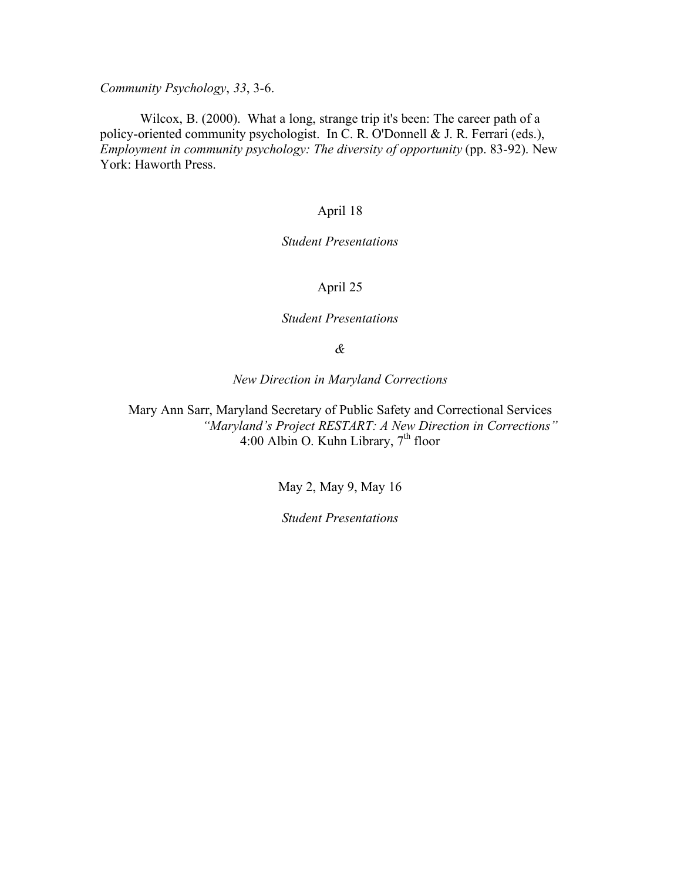*Community Psychology*, *33*, 3-6.

Wilcox, B. (2000). What a long, strange trip it's been: The career path of a policy-oriented community psychologist. In C. R. O'Donnell & J. R. Ferrari (eds.), *Employment in community psychology: The diversity of opportunity* (pp. 83-92). New York: Haworth Press.

April 18

*Student Presentations*

April 25

*Student Presentations*

*&*

*New Direction in Maryland Corrections*

Mary Ann Sarr, Maryland Secretary of Public Safety and Correctional Services
*"Maryland's Project RESTART: A New Direction in Corrections"*
4:00 Albin O. Kuhn Library, 7th floor

May 2, May 9, May 16

*Student Presentations*